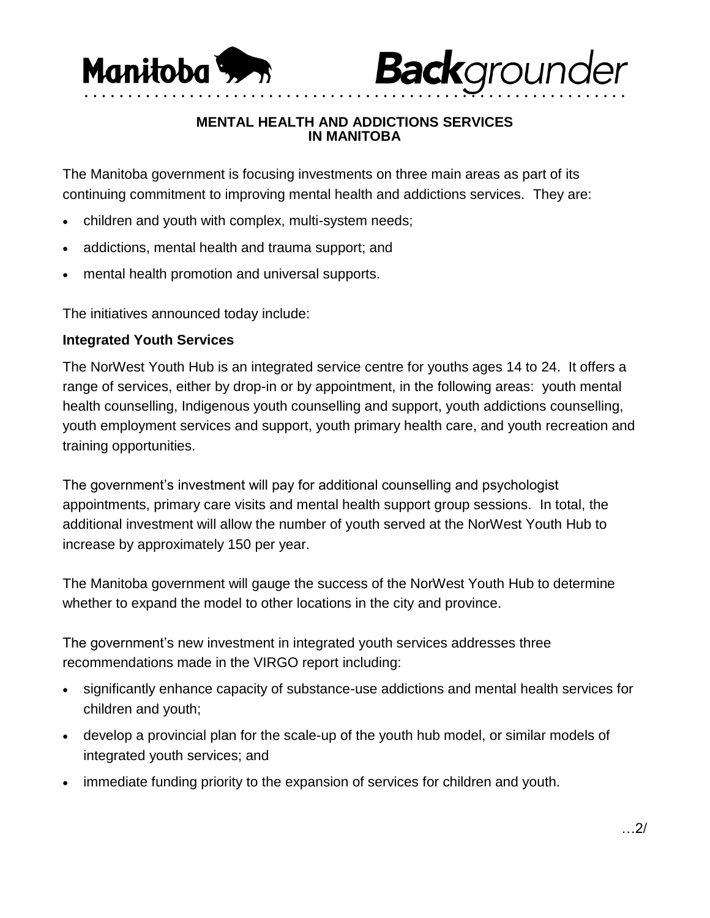# Manitoba Backgrounder

## MENTAL HEALTH AND ADDICTIONS SERVICES IN MANITOBA

The Manitoba government is focusing investments on three main areas as part of its continuing commitment to improving mental health and addictions services. They are:

- children and youth with complex, multi-system needs;
- addictions, mental health and trauma support; and
- mental health promotion and universal supports.

The initiatives announced today include:

**Integrated Youth Services**

The NorWest Youth Hub is an integrated service centre for youths ages 14 to 24. It offers a range of services, either by drop-in or by appointment, in the following areas: youth mental health counselling, Indigenous youth counselling and support, youth addictions counselling, youth employment services and support, youth primary health care, and youth recreation and training opportunities.

The government's investment will pay for additional counselling and psychologist appointments, primary care visits and mental health support group sessions. In total, the additional investment will allow the number of youth served at the NorWest Youth Hub to increase by approximately 150 per year.

The Manitoba government will gauge the success of the NorWest Youth Hub to determine whether to expand the model to other locations in the city and province.

The government's new investment in integrated youth services addresses three recommendations made in the VIRGO report including:

- significantly enhance capacity of substance-use addictions and mental health services for children and youth;
- develop a provincial plan for the scale-up of the youth hub model, or similar models of integrated youth services; and
- immediate funding priority to the expansion of services for children and youth.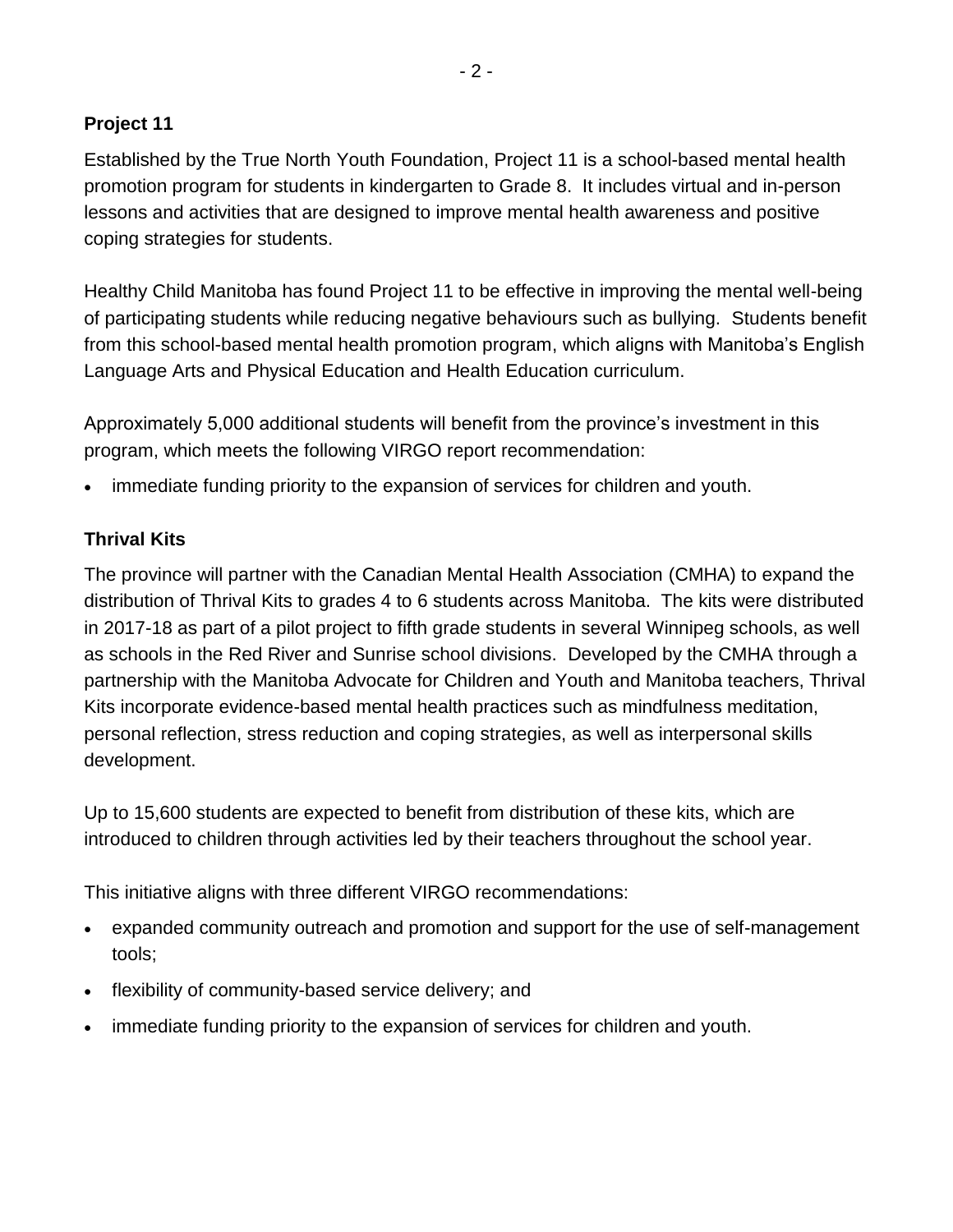## Project 11

Established by the True North Youth Foundation, Project 11 is a school-based mental health promotion program for students in kindergarten to Grade 8. It includes virtual and in-person lessons and activities that are designed to improve mental health awareness and positive coping strategies for students.

Healthy Child Manitoba has found Project 11 to be effective in improving the mental well-being of participating students while reducing negative behaviours such as bullying. Students benefit from this school-based mental health promotion program, which aligns with Manitoba's English Language Arts and Physical Education and Health Education curriculum.

Approximately 5,000 additional students will benefit from the province's investment in this program, which meets the following VIRGO report recommendation:

- immediate funding priority to the expansion of services for children and youth.

## Thrival Kits

The province will partner with the Canadian Mental Health Association (CMHA) to expand the distribution of Thrival Kits to grades 4 to 6 students across Manitoba. The kits were distributed in 2017-18 as part of a pilot project to fifth grade students in several Winnipeg schools, as well as schools in the Red River and Sunrise school divisions. Developed by the CMHA through a partnership with the Manitoba Advocate for Children and Youth and Manitoba teachers, Thrival Kits incorporate evidence-based mental health practices such as mindfulness meditation, personal reflection, stress reduction and coping strategies, as well as interpersonal skills development.

Up to 15,600 students are expected to benefit from distribution of these kits, which are introduced to children through activities led by their teachers throughout the school year.

This initiative aligns with three different VIRGO recommendations:

- expanded community outreach and promotion and support for the use of self-management tools;
- flexibility of community-based service delivery; and
- immediate funding priority to the expansion of services for children and youth.